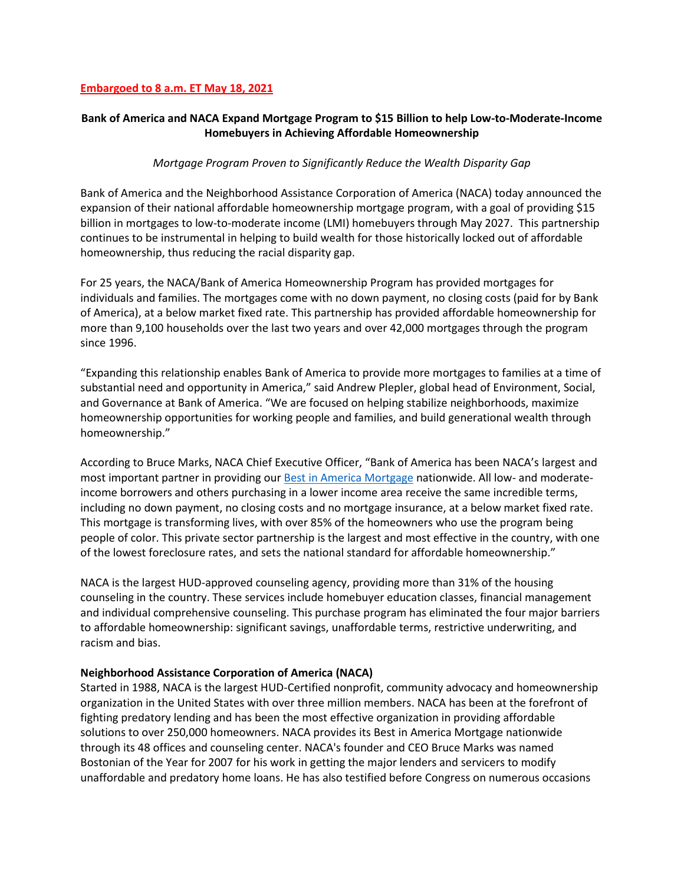**Embargoed to 8 a.m. ET May 18, 2021**

**Bank of America and NACA Expand Mortgage Program to $15 Billion to help Low-to-Moderate-Income Homebuyers in Achieving Affordable Homeownership**

*Mortgage Program Proven to Significantly Reduce the Wealth Disparity Gap*

Bank of America and the Neighborhood Assistance Corporation of America (NACA) today announced the expansion of their national affordable homeownership mortgage program, with a goal of providing $15 billion in mortgages to low-to-moderate income (LMI) homebuyers through May 2027. This partnership continues to be instrumental in helping to build wealth for those historically locked out of affordable homeownership, thus reducing the racial disparity gap.

For 25 years, the NACA/Bank of America Homeownership Program has provided mortgages for individuals and families. The mortgages come with no down payment, no closing costs (paid for by Bank of America), at a below market fixed rate. This partnership has provided affordable homeownership for more than 9,100 households over the last two years and over 42,000 mortgages through the program since 1996.

"Expanding this relationship enables Bank of America to provide more mortgages to families at a time of substantial need and opportunity in America," said Andrew Plepler, global head of Environment, Social, and Governance at Bank of America. "We are focused on helping stabilize neighborhoods, maximize homeownership opportunities for working people and families, and build generational wealth through homeownership."

According to Bruce Marks, NACA Chief Executive Officer, "Bank of America has been NACA's largest and most important partner in providing our Best in America Mortgage nationwide. All low- and moderate-income borrowers and others purchasing in a lower income area receive the same incredible terms, including no down payment, no closing costs and no mortgage insurance, at a below market fixed rate. This mortgage is transforming lives, with over 85% of the homeowners who use the program being people of color. This private sector partnership is the largest and most effective in the country, with one of the lowest foreclosure rates, and sets the national standard for affordable homeownership."

NACA is the largest HUD-approved counseling agency, providing more than 31% of the housing counseling in the country. These services include homebuyer education classes, financial management and individual comprehensive counseling. This purchase program has eliminated the four major barriers to affordable homeownership: significant savings, unaffordable terms, restrictive underwriting, and racism and bias.

**Neighborhood Assistance Corporation of America (NACA)**

Started in 1988, NACA is the largest HUD-Certified nonprofit, community advocacy and homeownership organization in the United States with over three million members. NACA has been at the forefront of fighting predatory lending and has been the most effective organization in providing affordable solutions to over 250,000 homeowners. NACA provides its Best in America Mortgage nationwide through its 48 offices and counseling center. NACA's founder and CEO Bruce Marks was named Bostonian of the Year for 2007 for his work in getting the major lenders and servicers to modify unaffordable and predatory home loans. He has also testified before Congress on numerous occasions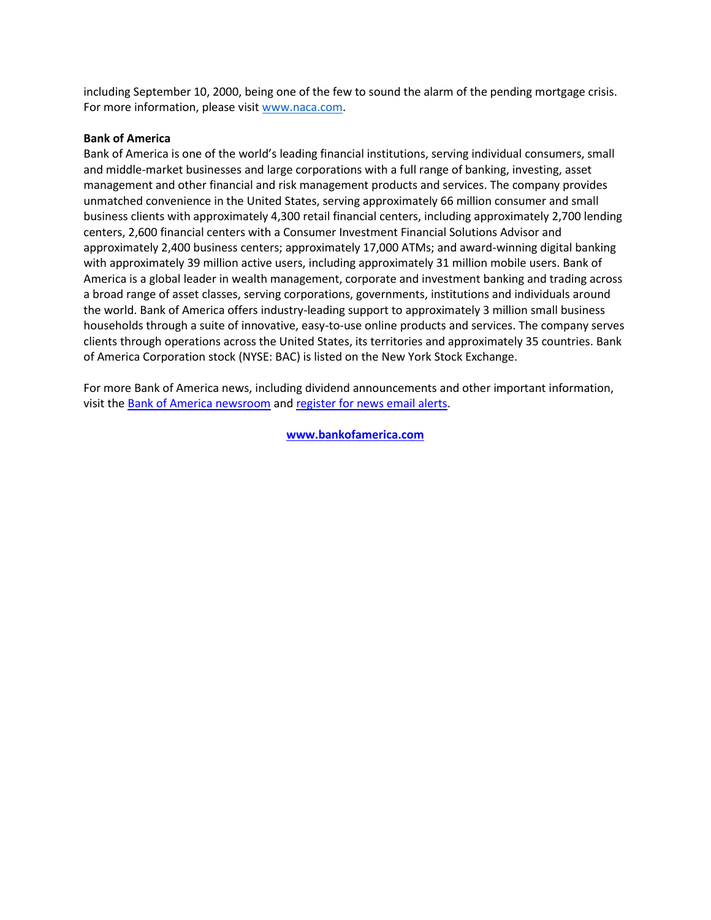including September 10, 2000, being one of the few to sound the alarm of the pending mortgage crisis. For more information, please visit www.naca.com.

**Bank of America**

Bank of America is one of the world's leading financial institutions, serving individual consumers, small and middle-market businesses and large corporations with a full range of banking, investing, asset management and other financial and risk management products and services. The company provides unmatched convenience in the United States, serving approximately 66 million consumer and small business clients with approximately 4,300 retail financial centers, including approximately 2,700 lending centers, 2,600 financial centers with a Consumer Investment Financial Solutions Advisor and approximately 2,400 business centers; approximately 17,000 ATMs; and award-winning digital banking with approximately 39 million active users, including approximately 31 million mobile users. Bank of America is a global leader in wealth management, corporate and investment banking and trading across a broad range of asset classes, serving corporations, governments, institutions and individuals around the world. Bank of America offers industry-leading support to approximately 3 million small business households through a suite of innovative, easy-to-use online products and services. The company serves clients through operations across the United States, its territories and approximately 35 countries. Bank of America Corporation stock (NYSE: BAC) is listed on the New York Stock Exchange.

For more Bank of America news, including dividend announcements and other important information, visit the Bank of America newsroom and register for news email alerts.

**www.bankofamerica.com**